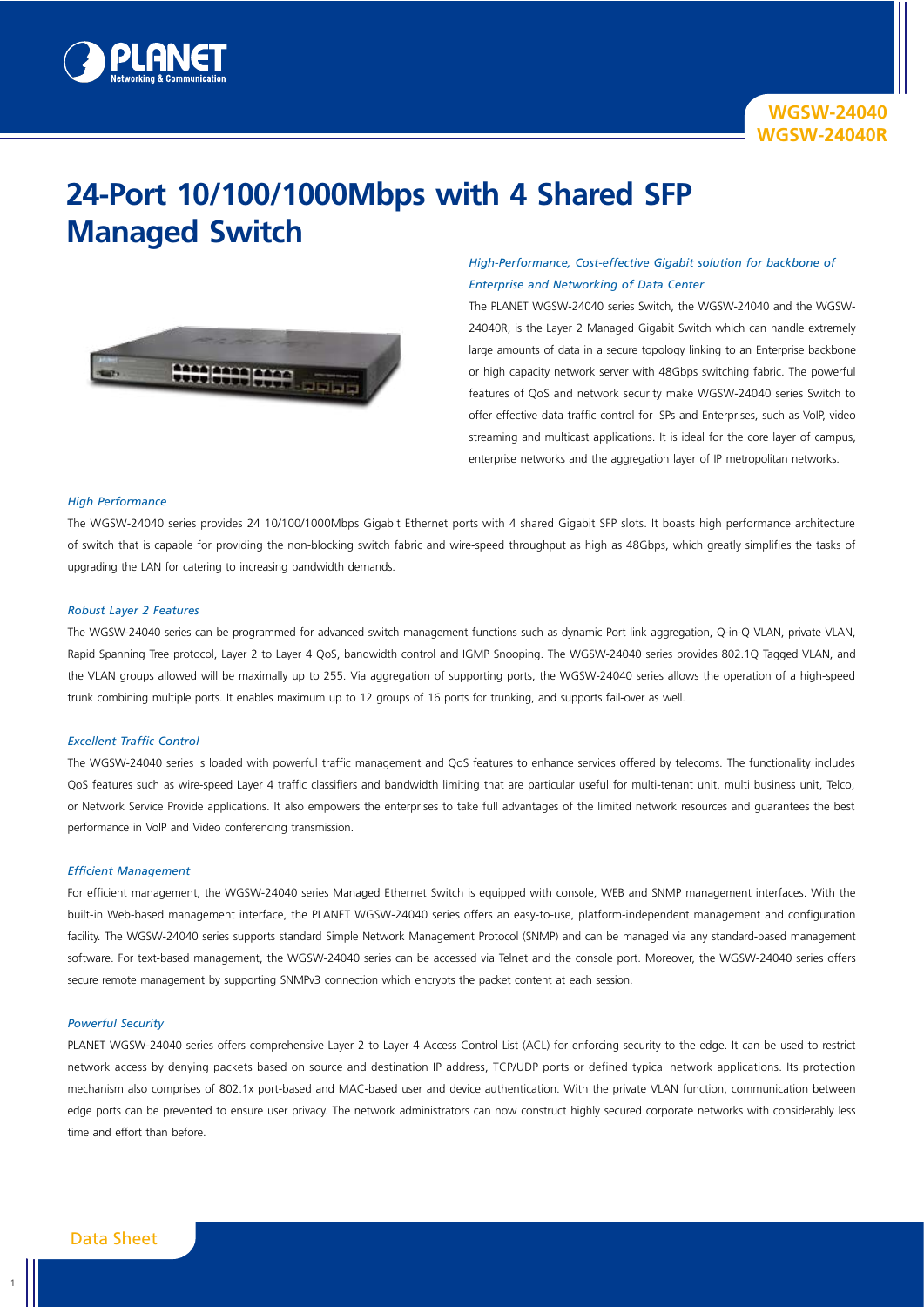WGSW-24040
WGSW-24040R

# 24-Port 10/100/1000Mbps with 4 Shared SFP Managed Switch

*High-Performance, Cost-effective Gigabit solution for backbone of Enterprise and Networking of Data Center*

The PLANET WGSW-24040 series Switch, the WGSW-24040 and the WGSW-24040R, is the Layer 2 Managed Gigabit Switch which can handle extremely large amounts of data in a secure topology linking to an Enterprise backbone or high capacity network server with 48Gbps switching fabric. The powerful features of QoS and network security make WGSW-24040 series Switch to offer effective data traffic control for ISPs and Enterprises, such as VoIP, video streaming and multicast applications. It is ideal for the core layer of campus, enterprise networks and the aggregation layer of IP metropolitan networks.

### *High Performance*

The WGSW-24040 series provides 24 10/100/1000Mbps Gigabit Ethernet ports with 4 shared Gigabit SFP slots. It boasts high performance architecture of switch that is capable for providing the non-blocking switch fabric and wire-speed throughput as high as 48Gbps, which greatly simplifies the tasks of upgrading the LAN for catering to increasing bandwidth demands.

### *Robust Layer 2 Features*

The WGSW-24040 series can be programmed for advanced switch management functions such as dynamic Port link aggregation, Q-in-Q VLAN, private VLAN, Rapid Spanning Tree protocol, Layer 2 to Layer 4 QoS, bandwidth control and IGMP Snooping. The WGSW-24040 series provides 802.1Q Tagged VLAN, and the VLAN groups allowed will be maximally up to 255. Via aggregation of supporting ports, the WGSW-24040 series allows the operation of a high-speed trunk combining multiple ports. It enables maximum up to 12 groups of 16 ports for trunking, and supports fail-over as well.

### *Excellent Traffic Control*

The WGSW-24040 series is loaded with powerful traffic management and QoS features to enhance services offered by telecoms. The functionality includes QoS features such as wire-speed Layer 4 traffic classifiers and bandwidth limiting that are particular useful for multi-tenant unit, multi business unit, Telco, or Network Service Provide applications. It also empowers the enterprises to take full advantages of the limited network resources and guarantees the best performance in VoIP and Video conferencing transmission.

### *Efficient Management*

For efficient management, the WGSW-24040 series Managed Ethernet Switch is equipped with console, WEB and SNMP management interfaces. With the built-in Web-based management interface, the PLANET WGSW-24040 series offers an easy-to-use, platform-independent management and configuration facility. The WGSW-24040 series supports standard Simple Network Management Protocol (SNMP) and can be managed via any standard-based management software. For text-based management, the WGSW-24040 series can be accessed via Telnet and the console port. Moreover, the WGSW-24040 series offers secure remote management by supporting SNMPv3 connection which encrypts the packet content at each session.

### *Powerful Security*

PLANET WGSW-24040 series offers comprehensive Layer 2 to Layer 4 Access Control List (ACL) for enforcing security to the edge. It can be used to restrict network access by denying packets based on source and destination IP address, TCP/UDP ports or defined typical network applications. Its protection mechanism also comprises of 802.1x port-based and MAC-based user and device authentication. With the private VLAN function, communication between edge ports can be prevented to ensure user privacy. The network administrators can now construct highly secured corporate networks with considerably less time and effort than before.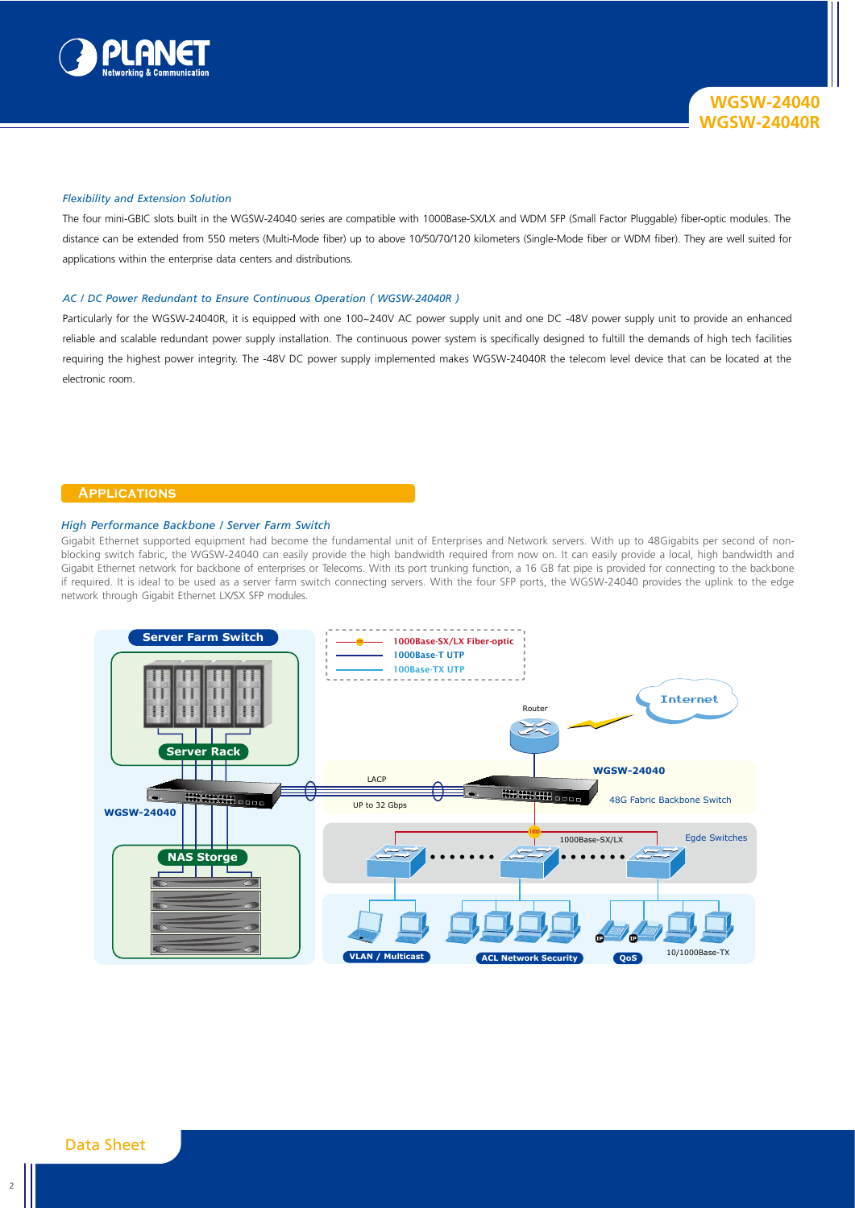### *Flexibility and Extension Solution*

The four mini-GBIC slots built in the WGSW-24040 series are compatible with 1000Base-SX/LX and WDM SFP (Small Factor Pluggable) fiber-optic modules. The distance can be extended from 550 meters (Multi-Mode fiber) up to above 10/50/70/120 kilometers (Single-Mode fiber or WDM fiber). They are well suited for applications within the enterprise data centers and distributions.

### *AC / DC Power Redundant to Ensure Continuous Operation ( WGSW-24040R )*

Particularly for the WGSW-24040R, it is equipped with one 100~240V AC power supply unit and one DC -48V power supply unit to provide an enhanced reliable and scalable redundant power supply installation. The continuous power system is specifically designed to fultill the demands of high tech facilities requiring the highest power integrity. The -48V DC power supply implemented makes WGSW-24040R the telecom level device that can be located at the electronic room.

## Applications

### *High Performance Backbone / Server Farm Switch*

Gigabit Ethernet supported equipment had become the fundamental unit of Enterprises and Network servers. With up to 48Gigabits per second of non-blocking switch fabric, the WGSW-24040 can easily provide the high bandwidth required from now on. It can easily provide a local, high bandwidth and Gigabit Ethernet network for backbone of enterprises or Telecoms. With its port trunking function, a 16 GB fat pipe is provided for connecting to the backbone if required. It is ideal to be used as a server farm switch connecting servers. With the four SFP ports, the WGSW-24040 provides the uplink to the edge network through Gigabit Ethernet LX/SX SFP modules.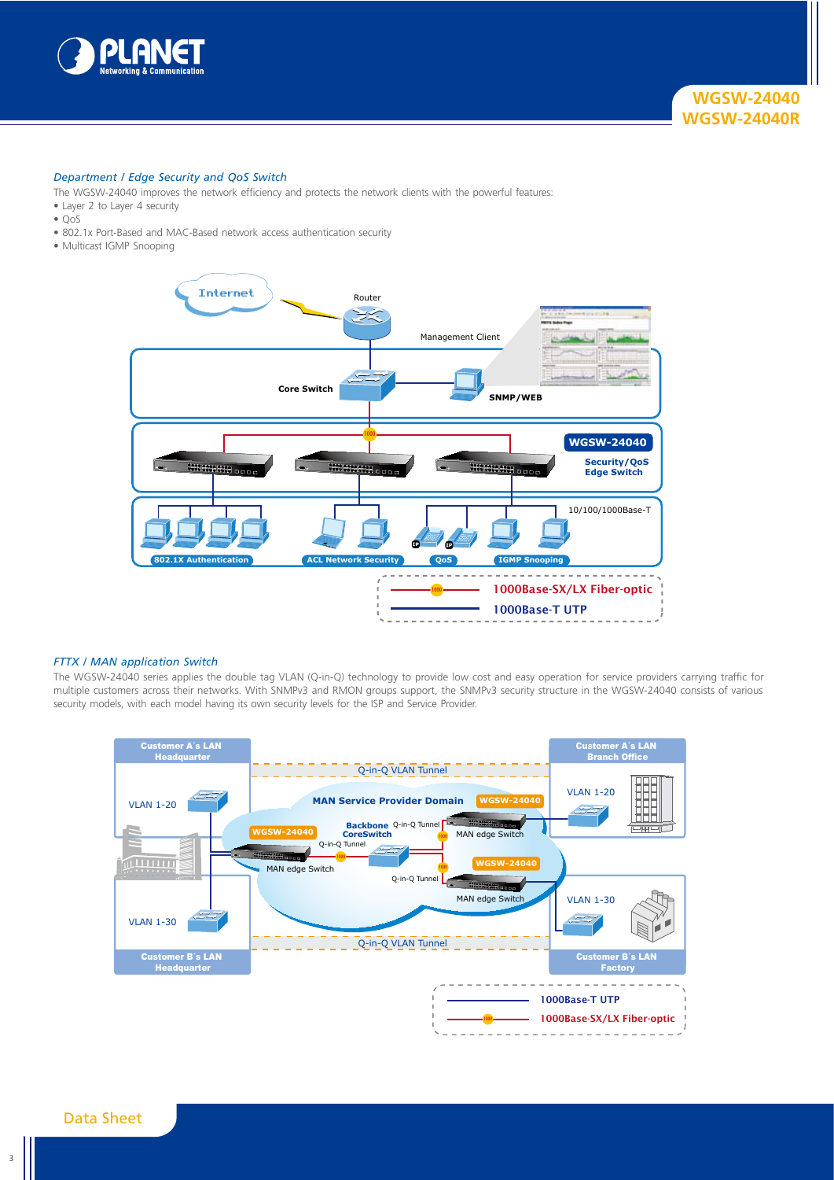## WGSW-24040
## WGSW-24040R

### *Department / Edge Security and QoS Switch*

The WGSW-24040 improves the network efficiency and protects the network clients with the powerful features:

- Layer 2 to Layer 4 security
- QoS
- 802.1x Port-Based and MAC-Based network access authentication security
- Multicast IGMP Snooping

### *FTTX / MAN application Switch*

The WGSW-24040 series applies the double tag VLAN (Q-in-Q) technology to provide low cost and easy operation for service providers carrying traffic for multiple customers across their networks. With SNMPv3 and RMON groups support, the SNMPv3 security structure in the WGSW-24040 consists of various security models, with each model having its own security levels for the ISP and Service Provider.

Data Sheet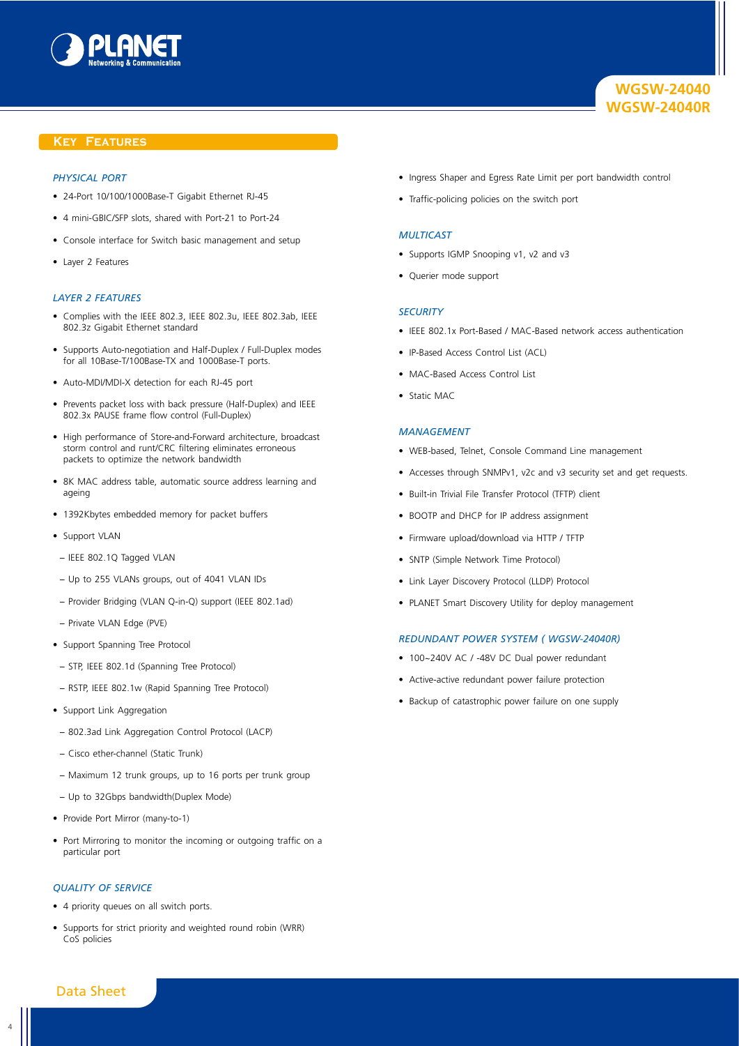## Key Features

### *Physical Port*

- 24-Port 10/100/1000Base-T Gigabit Ethernet RJ-45
- 4 mini-GBIC/SFP slots, shared with Port-21 to Port-24
- Console interface for Switch basic management and setup
- Layer 2 Features

### *Layer 2 Features*

- Complies with the IEEE 802.3, IEEE 802.3u, IEEE 802.3ab, IEEE 802.3z Gigabit Ethernet standard
- Supports Auto-negotiation and Half-Duplex / Full-Duplex modes for all 10Base-T/100Base-TX and 1000Base-T ports.
- Auto-MDI/MDI-X detection for each RJ-45 port
- Prevents packet loss with back pressure (Half-Duplex) and IEEE 802.3x PAUSE frame flow control (Full-Duplex)
- High performance of Store-and-Forward architecture, broadcast storm control and runt/CRC filtering eliminates erroneous packets to optimize the network bandwidth
- 8K MAC address table, automatic source address learning and ageing
- 1392Kbytes embedded memory for packet buffers
- Support VLAN
  - IEEE 802.1Q Tagged VLAN
  - Up to 255 VLANs groups, out of 4041 VLAN IDs
  - Provider Bridging (VLAN Q-in-Q) support (IEEE 802.1ad)
  - Private VLAN Edge (PVE)
- Support Spanning Tree Protocol
  - STP, IEEE 802.1d (Spanning Tree Protocol)
  - RSTP, IEEE 802.1w (Rapid Spanning Tree Protocol)
- Support Link Aggregation
  - 802.3ad Link Aggregation Control Protocol (LACP)
  - Cisco ether-channel (Static Trunk)
  - Maximum 12 trunk groups, up to 16 ports per trunk group
  - Up to 32Gbps bandwidth(Duplex Mode)
- Provide Port Mirror (many-to-1)
- Port Mirroring to monitor the incoming or outgoing traffic on a particular port

### *Quality of Service*

- 4 priority queues on all switch ports.
- Supports for strict priority and weighted round robin (WRR) CoS policies
- Ingress Shaper and Egress Rate Limit per port bandwidth control
- Traffic-policing policies on the switch port

### *Multicast*

- Supports IGMP Snooping v1, v2 and v3
- Querier mode support

### *Security*

- IEEE 802.1x Port-Based / MAC-Based network access authentication
- IP-Based Access Control List (ACL)
- MAC-Based Access Control List
- Static MAC

### *Management*

- WEB-based, Telnet, Console Command Line management
- Accesses through SNMPv1, v2c and v3 security set and get requests.
- Built-in Trivial File Transfer Protocol (TFTP) client
- BOOTP and DHCP for IP address assignment
- Firmware upload/download via HTTP / TFTP
- SNTP (Simple Network Time Protocol)
- Link Layer Discovery Protocol (LLDP) Protocol
- PLANET Smart Discovery Utility for deploy management

### *Redundant Power System ( WGSW-24040R)*

- 100~240V AC / -48V DC Dual power redundant
- Active-active redundant power failure protection
- Backup of catastrophic power failure on one supply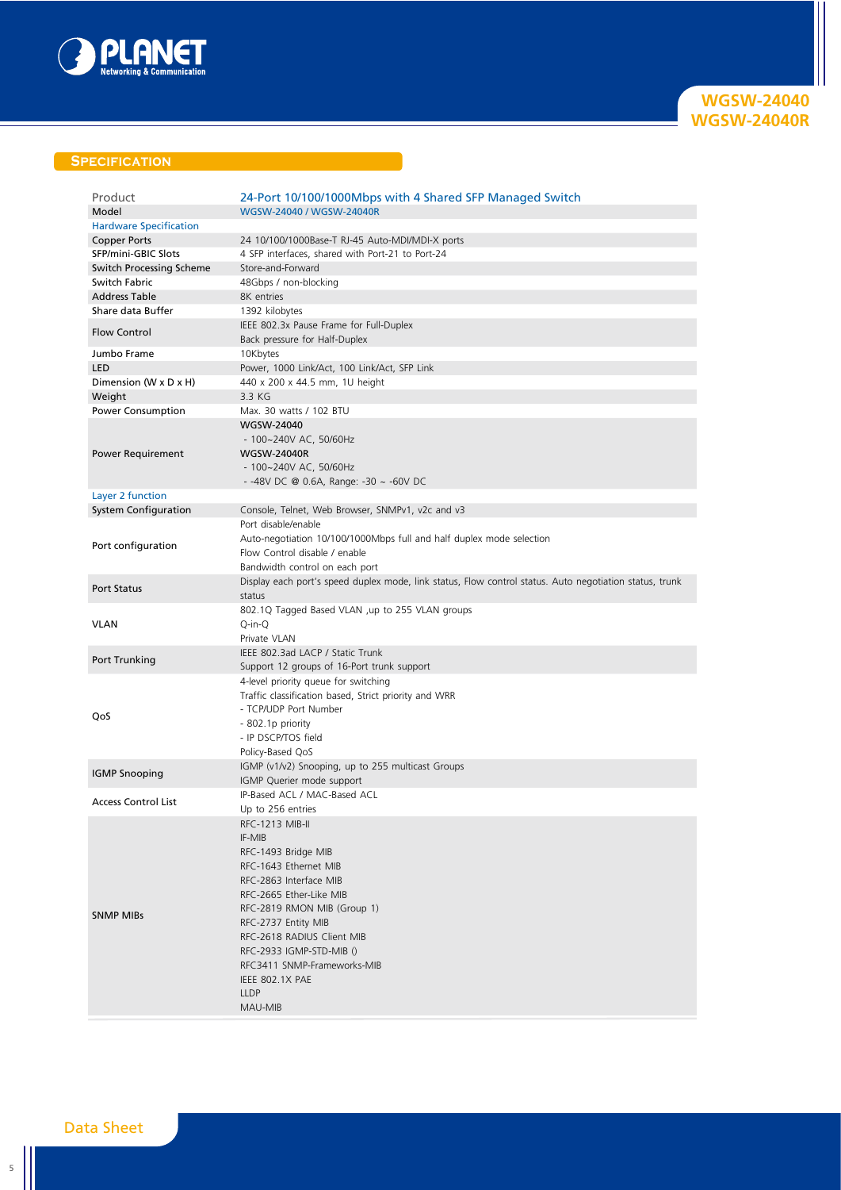## Specification

| Product | 24-Port 10/100/1000Mbps with 4 Shared SFP Managed Switch |
|---|---|
| Model | WGSW-24040 / WGSW-24040R |
| **Hardware Specification** | |
| Copper Ports | 24 10/100/1000Base-T RJ-45 Auto-MDI/MDI-X ports |
| SFP/mini-GBIC Slots | 4 SFP interfaces, shared with Port-21 to Port-24 |
| Switch Processing Scheme | Store-and-Forward |
| Switch Fabric | 48Gbps / non-blocking |
| Address Table | 8K entries |
| Share data Buffer | 1392 kilobytes |
| Flow Control | IEEE 802.3x Pause Frame for Full-Duplex<br>Back pressure for Half-Duplex |
| Jumbo Frame | 10Kbytes |
| LED | Power, 1000 Link/Act, 100 Link/Act, SFP Link |
| Dimension (W x D x H) | 440 x 200 x 44.5 mm, 1U height |
| Weight | 3.3 KG |
| Power Consumption | Max. 30 watts / 102 BTU |
| Power Requirement | WGSW-24040<br>- 100~240V AC, 50/60Hz<br>WGSW-24040R<br>- 100~240V AC, 50/60Hz<br>- -48V DC @ 0.6A, Range: -30 ~ -60V DC |
| **Layer 2 function** | |
| System Configuration | Console, Telnet, Web Browser, SNMPv1, v2c and v3 |
| Port configuration | Port disable/enable<br>Auto-negotiation 10/100/1000Mbps full and half duplex mode selection<br>Flow Control disable / enable<br>Bandwidth control on each port |
| Port Status | Display each port's speed duplex mode, link status, Flow control status. Auto negotiation status, trunk status |
| VLAN | 802.1Q Tagged Based VLAN ,up to 255 VLAN groups<br>Q-in-Q<br>Private VLAN |
| Port Trunking | IEEE 802.3ad LACP / Static Trunk<br>Support 12 groups of 16-Port trunk support |
| QoS | 4-level priority queue for switching<br>Traffic classification based, Strict priority and WRR<br>- TCP/UDP Port Number<br>- 802.1p priority<br>- IP DSCP/TOS field<br>Policy-Based QoS |
| IGMP Snooping | IGMP (v1/v2) Snooping, up to 255 multicast Groups<br>IGMP Querier mode support |
| Access Control List | IP-Based ACL / MAC-Based ACL<br>Up to 256 entries |
| SNMP MIBs | RFC-1213 MIB-II<br>IF-MIB<br>RFC-1493 Bridge MIB<br>RFC-1643 Ethernet MIB<br>RFC-2863 Interface MIB<br>RFC-2665 Ether-Like MIB<br>RFC-2819 RMON MIB (Group 1)<br>RFC-2737 Entity MIB<br>RFC-2618 RADIUS Client MIB<br>RFC-2933 IGMP-STD-MIB ()<br>RFC3411 SNMP-Frameworks-MIB<br>IEEE 802.1X PAE<br>LLDP<br>MAU-MIB |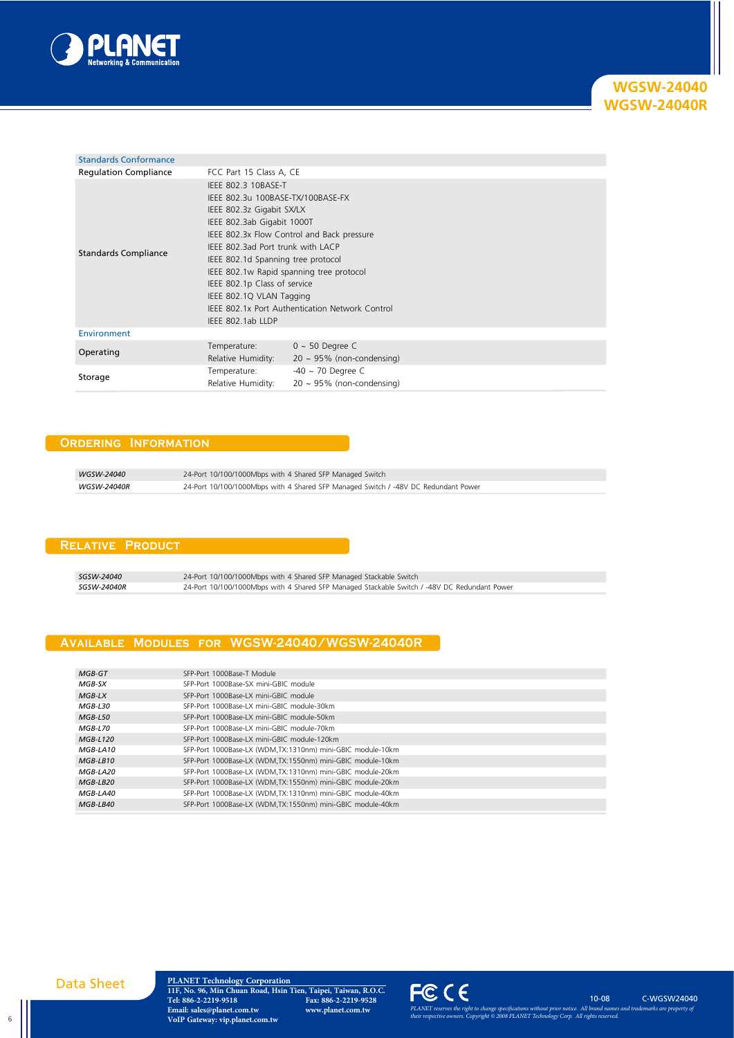| Standards Conformance | |
|---|---|
| Regulation Compliance | FCC Part 15 Class A, CE |
| Standards Compliance | IEEE 802.3 10BASE-T<br>IEEE 802.3u 100BASE-TX/100BASE-FX<br>IEEE 802.3z Gigabit SX/LX<br>IEEE 802.3ab Gigabit 1000T<br>IEEE 802.3x Flow Control and Back pressure<br>IEEE 802.3ad Port trunk with LACP<br>IEEE 802.1d Spanning tree protocol<br>IEEE 802.1w Rapid spanning tree protocol<br>IEEE 802.1p Class of service<br>IEEE 802.1Q VLAN Tagging<br>IEEE 802.1x Port Authentication Network Control<br>IEEE 802.1ab LLDP |
| **Environment** | |
| Operating | Temperature: 0 ~ 50 Degree C<br>Relative Humidity: 20 ~ 95% (non-condensing) |
| Storage | Temperature: -40 ~ 70 Degree C<br>Relative Humidity: 20 ~ 95% (non-condensing) |

## Ordering Information

| | |
|---|---|
| *WGSW-24040* | 24-Port 10/100/1000Mbps with 4 Shared SFP Managed Switch |
| *WGSW-24040R* | 24-Port 10/100/1000Mbps with 4 Shared SFP Managed Switch / -48V DC Redundant Power |

## Relative Product

| | |
|---|---|
| *SGSW-24040* | 24-Port 10/100/1000Mbps with 4 Shared SFP Managed Stackable Switch |
| *SGSW-24040R* | 24-Port 10/100/1000Mbps with 4 Shared SFP Managed Stackable Switch / -48V DC Redundant Power |

## Available Modules for WGSW-24040/WGSW-24040R

| | |
|---|---|
| *MGB-GT* | SFP-Port 1000Base-T Module |
| *MGB-SX* | SFP-Port 1000Base-SX mini-GBIC module |
| *MGB-LX* | SFP-Port 1000Base-LX mini-GBIC module |
| *MGB-L30* | SFP-Port 1000Base-LX mini-GBIC module-30km |
| *MGB-L50* | SFP-Port 1000Base-LX mini-GBIC module-50km |
| *MGB-L70* | SFP-Port 1000Base-LX mini-GBIC module-70km |
| *MGB-L120* | SFP-Port 1000Base-LX mini-GBIC module-120km |
| *MGB-LA10* | SFP-Port 1000Base-LX (WDM,TX:1310nm) mini-GBIC module-10km |
| *MGB-LB10* | SFP-Port 1000Base-LX (WDM,TX:1550nm) mini-GBIC module-10km |
| *MGB-LA20* | SFP-Port 1000Base-LX (WDM,TX:1310nm) mini-GBIC module-20km |
| *MGB-LB20* | SFP-Port 1000Base-LX (WDM,TX:1550nm) mini-GBIC module-20km |
| *MGB-LA40* | SFP-Port 1000Base-LX (WDM,TX:1310nm) mini-GBIC module-40km |
| *MGB-LB40* | SFP-Port 1000Base-LX (WDM,TX:1550nm) mini-GBIC module-40km |

**PLANET Technology Corporation**
11F, No. 96, Min Chuan Road, Hsin Tien, Taipei, Taiwan, R.O.C.
Tel: 886-2-2219-9518 Fax: 886-2-2219-9528
Email: sales@planet.com.tw www.planet.com.tw
VoIP Gateway: vip.planet.com.tw

*PLANET reserves the right to change specifications without prior notice. All brand names and trademarks are property of their respective owners. Copyright © 2008 PLANET Technology Corp. All rights reserved.*

10-08 C-WGSW24040